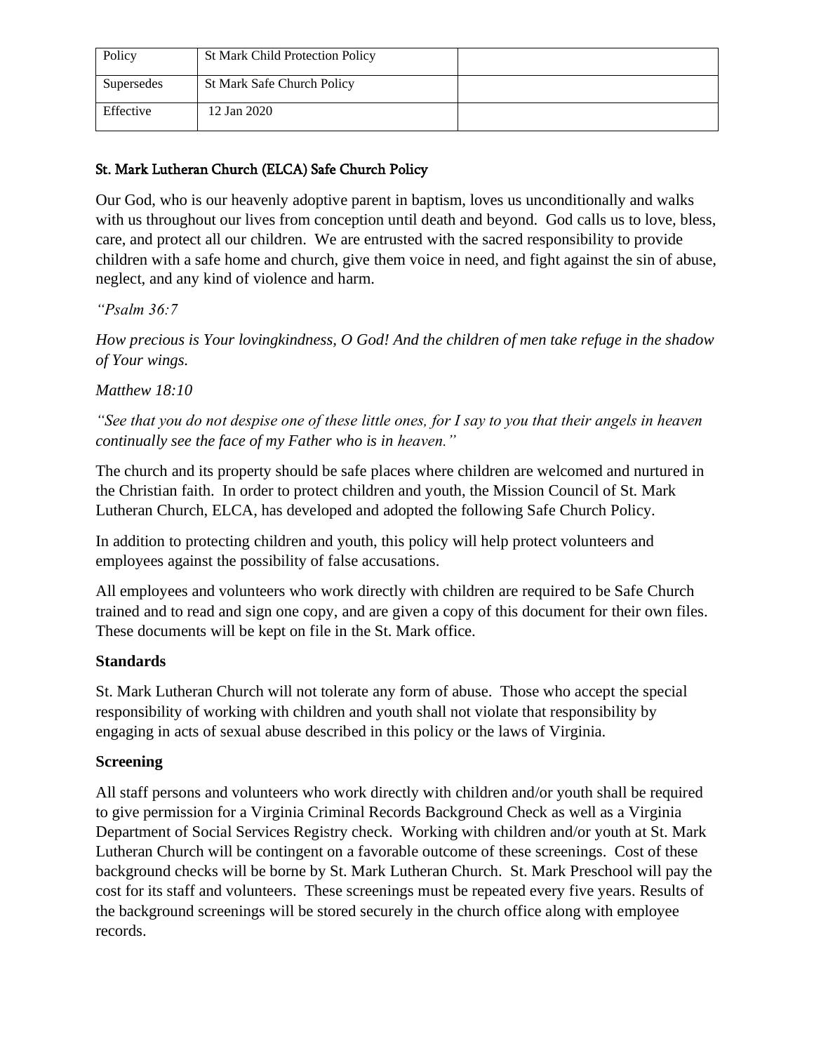| | | |
|---|---|---|
| Policy | St Mark Child Protection Policy | |
| Supersedes | St Mark Safe Church Policy | |
| Effective | 12 Jan 2020 | |

## St. Mark Lutheran Church (ELCA) Safe Church Policy

Our God, who is our heavenly adoptive parent in baptism, loves us unconditionally and walks with us throughout our lives from conception until death and beyond. God calls us to love, bless, care, and protect all our children. We are entrusted with the sacred responsibility to provide children with a safe home and church, give them voice in need, and fight against the sin of abuse, neglect, and any kind of violence and harm.

*"Psalm 36:7*

*How precious is Your lovingkindness, O God! And the children of men take refuge in the shadow of Your wings.*

*Matthew 18:10*

*"See that you do not despise one of these little ones, for I say to you that their angels in heaven continually see the face of my Father who is in heaven."*

The church and its property should be safe places where children are welcomed and nurtured in the Christian faith. In order to protect children and youth, the Mission Council of St. Mark Lutheran Church, ELCA, has developed and adopted the following Safe Church Policy.

In addition to protecting children and youth, this policy will help protect volunteers and employees against the possibility of false accusations.

All employees and volunteers who work directly with children are required to be Safe Church trained and to read and sign one copy, and are given a copy of this document for their own files. These documents will be kept on file in the St. Mark office.

### Standards

St. Mark Lutheran Church will not tolerate any form of abuse. Those who accept the special responsibility of working with children and youth shall not violate that responsibility by engaging in acts of sexual abuse described in this policy or the laws of Virginia.

### Screening

All staff persons and volunteers who work directly with children and/or youth shall be required to give permission for a Virginia Criminal Records Background Check as well as a Virginia Department of Social Services Registry check. Working with children and/or youth at St. Mark Lutheran Church will be contingent on a favorable outcome of these screenings. Cost of these background checks will be borne by St. Mark Lutheran Church. St. Mark Preschool will pay the cost for its staff and volunteers. These screenings must be repeated every five years. Results of the background screenings will be stored securely in the church office along with employee records.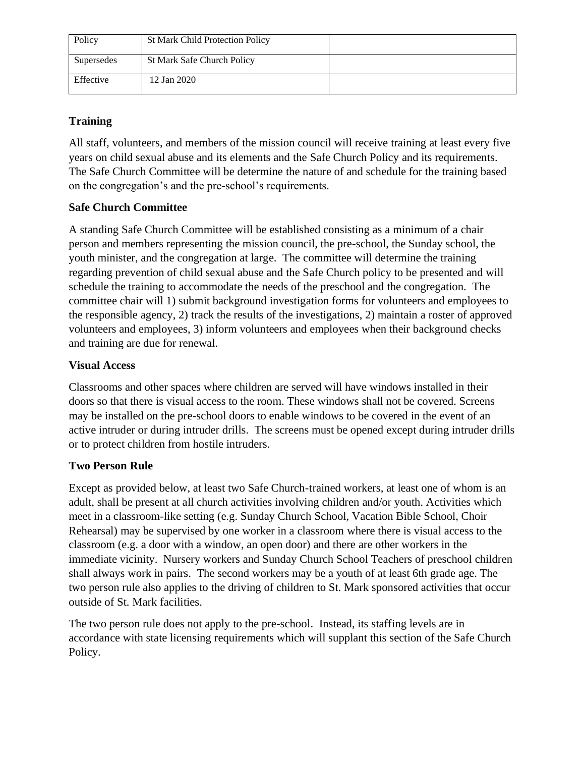| | | |
|---|---|---|
| Policy | St Mark Child Protection Policy | |
| Supersedes | St Mark Safe Church Policy | |
| Effective | 12 Jan 2020 | |

**Training**

All staff, volunteers, and members of the mission council will receive training at least every five years on child sexual abuse and its elements and the Safe Church Policy and its requirements. The Safe Church Committee will be determine the nature of and schedule for the training based on the congregation's and the pre-school's requirements.

**Safe Church Committee**

A standing Safe Church Committee will be established consisting as a minimum of a chair person and members representing the mission council, the pre-school, the Sunday school, the youth minister, and the congregation at large. The committee will determine the training regarding prevention of child sexual abuse and the Safe Church policy to be presented and will schedule the training to accommodate the needs of the preschool and the congregation. The committee chair will 1) submit background investigation forms for volunteers and employees to the responsible agency, 2) track the results of the investigations, 2) maintain a roster of approved volunteers and employees, 3) inform volunteers and employees when their background checks and training are due for renewal.

**Visual Access**

Classrooms and other spaces where children are served will have windows installed in their doors so that there is visual access to the room. These windows shall not be covered. Screens may be installed on the pre-school doors to enable windows to be covered in the event of an active intruder or during intruder drills. The screens must be opened except during intruder drills or to protect children from hostile intruders.

**Two Person Rule**

Except as provided below, at least two Safe Church-trained workers, at least one of whom is an adult, shall be present at all church activities involving children and/or youth. Activities which meet in a classroom-like setting (e.g. Sunday Church School, Vacation Bible School, Choir Rehearsal) may be supervised by one worker in a classroom where there is visual access to the classroom (e.g. a door with a window, an open door) and there are other workers in the immediate vicinity. Nursery workers and Sunday Church School Teachers of preschool children shall always work in pairs. The second workers may be a youth of at least 6th grade age. The two person rule also applies to the driving of children to St. Mark sponsored activities that occur outside of St. Mark facilities.

The two person rule does not apply to the pre-school. Instead, its staffing levels are in accordance with state licensing requirements which will supplant this section of the Safe Church Policy.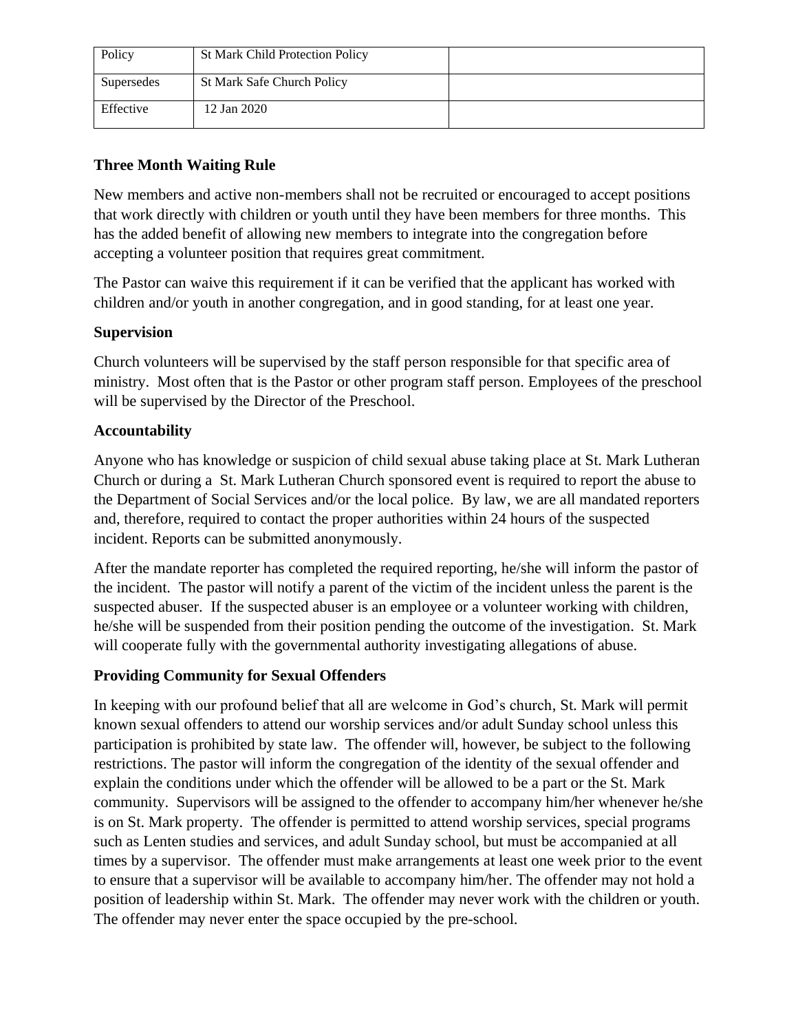| | | |
|---|---|---|
| Policy | St Mark Child Protection Policy | |
| Supersedes | St Mark Safe Church Policy | |
| Effective | 12 Jan 2020 | |

**Three Month Waiting Rule**

New members and active non-members shall not be recruited or encouraged to accept positions that work directly with children or youth until they have been members for three months. This has the added benefit of allowing new members to integrate into the congregation before accepting a volunteer position that requires great commitment.

The Pastor can waive this requirement if it can be verified that the applicant has worked with children and/or youth in another congregation, and in good standing, for at least one year.

**Supervision**

Church volunteers will be supervised by the staff person responsible for that specific area of ministry. Most often that is the Pastor or other program staff person. Employees of the preschool will be supervised by the Director of the Preschool.

**Accountability**

Anyone who has knowledge or suspicion of child sexual abuse taking place at St. Mark Lutheran Church or during a St. Mark Lutheran Church sponsored event is required to report the abuse to the Department of Social Services and/or the local police. By law, we are all mandated reporters and, therefore, required to contact the proper authorities within 24 hours of the suspected incident. Reports can be submitted anonymously.

After the mandate reporter has completed the required reporting, he/she will inform the pastor of the incident. The pastor will notify a parent of the victim of the incident unless the parent is the suspected abuser. If the suspected abuser is an employee or a volunteer working with children, he/she will be suspended from their position pending the outcome of the investigation. St. Mark will cooperate fully with the governmental authority investigating allegations of abuse.

**Providing Community for Sexual Offenders**

In keeping with our profound belief that all are welcome in God's church, St. Mark will permit known sexual offenders to attend our worship services and/or adult Sunday school unless this participation is prohibited by state law. The offender will, however, be subject to the following restrictions. The pastor will inform the congregation of the identity of the sexual offender and explain the conditions under which the offender will be allowed to be a part or the St. Mark community. Supervisors will be assigned to the offender to accompany him/her whenever he/she is on St. Mark property. The offender is permitted to attend worship services, special programs such as Lenten studies and services, and adult Sunday school, but must be accompanied at all times by a supervisor. The offender must make arrangements at least one week prior to the event to ensure that a supervisor will be available to accompany him/her. The offender may not hold a position of leadership within St. Mark. The offender may never work with the children or youth. The offender may never enter the space occupied by the pre-school.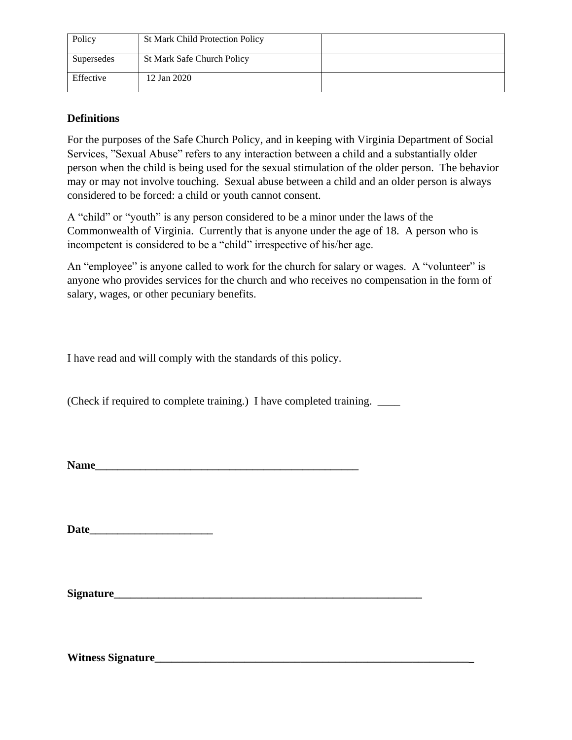| | | |
|---|---|---|
| Policy | St Mark Child Protection Policy | |
| Supersedes | St Mark Safe Church Policy | |
| Effective | 12 Jan 2020 | |

**Definitions**

For the purposes of the Safe Church Policy, and in keeping with Virginia Department of Social Services, "Sexual Abuse" refers to any interaction between a child and a substantially older person when the child is being used for the sexual stimulation of the older person. The behavior may or may not involve touching. Sexual abuse between a child and an older person is always considered to be forced: a child or youth cannot consent.

A "child" or "youth" is any person considered to be a minor under the laws of the Commonwealth of Virginia. Currently that is anyone under the age of 18. A person who is incompetent is considered to be a "child" irrespective of his/her age.

An "employee" is anyone called to work for the church for salary or wages. A "volunteer" is anyone who provides services for the church and who receives no compensation in the form of salary, wages, or other pecuniary benefits.

I have read and will comply with the standards of this policy.

(Check if required to complete training.) I have completed training. ____

**Name**_________________________________________________

**Date**______________________

**Signature**_________________________________________________________

**Witness Signature**__________________________________________________________